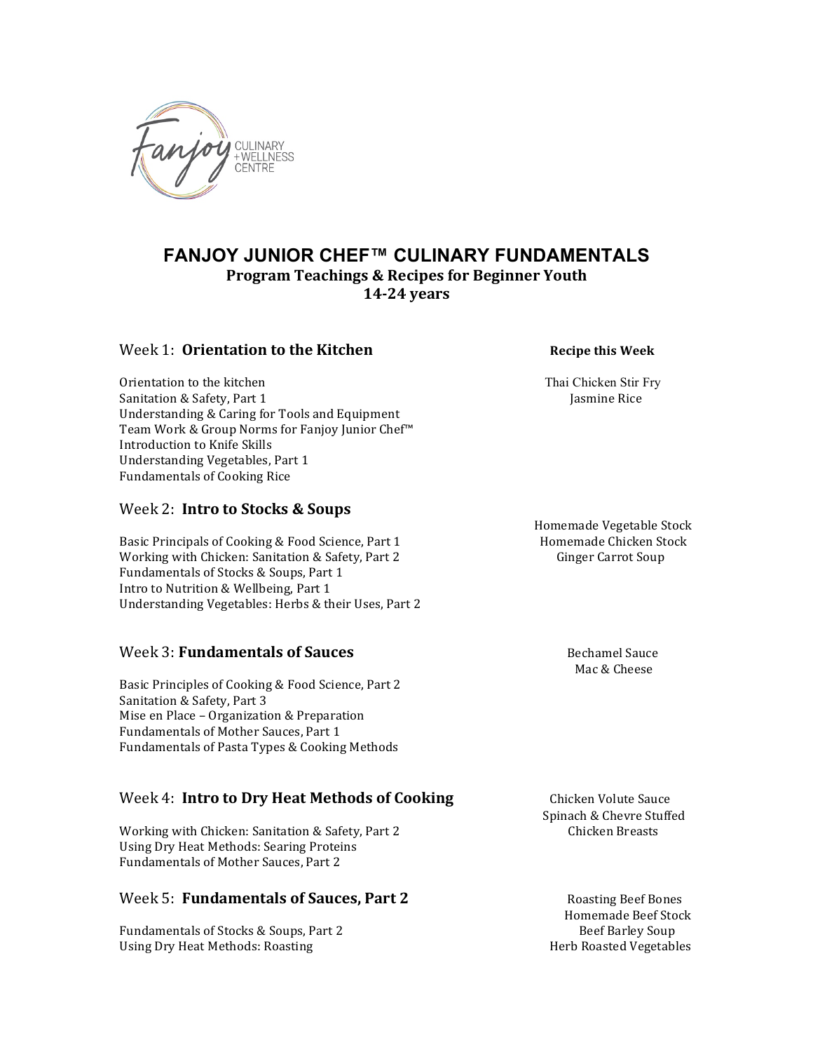Fanjoy CULINARY + WELLNESS CENTRE

# FANJOY JUNIOR CHEF™ CULINARY FUNDAMENTALS

**Program Teachings & Recipes for Beginner Youth**
**14-24 years**

## Week 1: **Orientation to the Kitchen**

**Recipe this Week**

Thai Chicken Stir Fry
Jasmine Rice

Orientation to the kitchen
Sanitation & Safety, Part 1
Understanding & Caring for Tools and Equipment
Team Work & Group Norms for Fanjoy Junior Chef™
Introduction to Knife Skills
Understanding Vegetables, Part 1
Fundamentals of Cooking Rice

## Week 2: **Intro to Stocks & Soups**

Homemade Vegetable Stock
Homemade Chicken Stock
Ginger Carrot Soup

Basic Principals of Cooking & Food Science, Part 1
Working with Chicken: Sanitation & Safety, Part 2
Fundamentals of Stocks & Soups, Part 1
Intro to Nutrition & Wellbeing, Part 1
Understanding Vegetables: Herbs & their Uses, Part 2

## Week 3: **Fundamentals of Sauces**

Bechamel Sauce
Mac & Cheese

Basic Principles of Cooking & Food Science, Part 2
Sanitation & Safety, Part 3
Mise en Place – Organization & Preparation
Fundamentals of Mother Sauces, Part 1
Fundamentals of Pasta Types & Cooking Methods

## Week 4: **Intro to Dry Heat Methods of Cooking**

Chicken Volute Sauce
Spinach & Chevre Stuffed Chicken Breasts

Working with Chicken: Sanitation & Safety, Part 2
Using Dry Heat Methods: Searing Proteins
Fundamentals of Mother Sauces, Part 2

## Week 5: **Fundamentals of Sauces, Part 2**

Roasting Beef Bones
Homemade Beef Stock
Beef Barley Soup
Herb Roasted Vegetables

Fundamentals of Stocks & Soups, Part 2
Using Dry Heat Methods: Roasting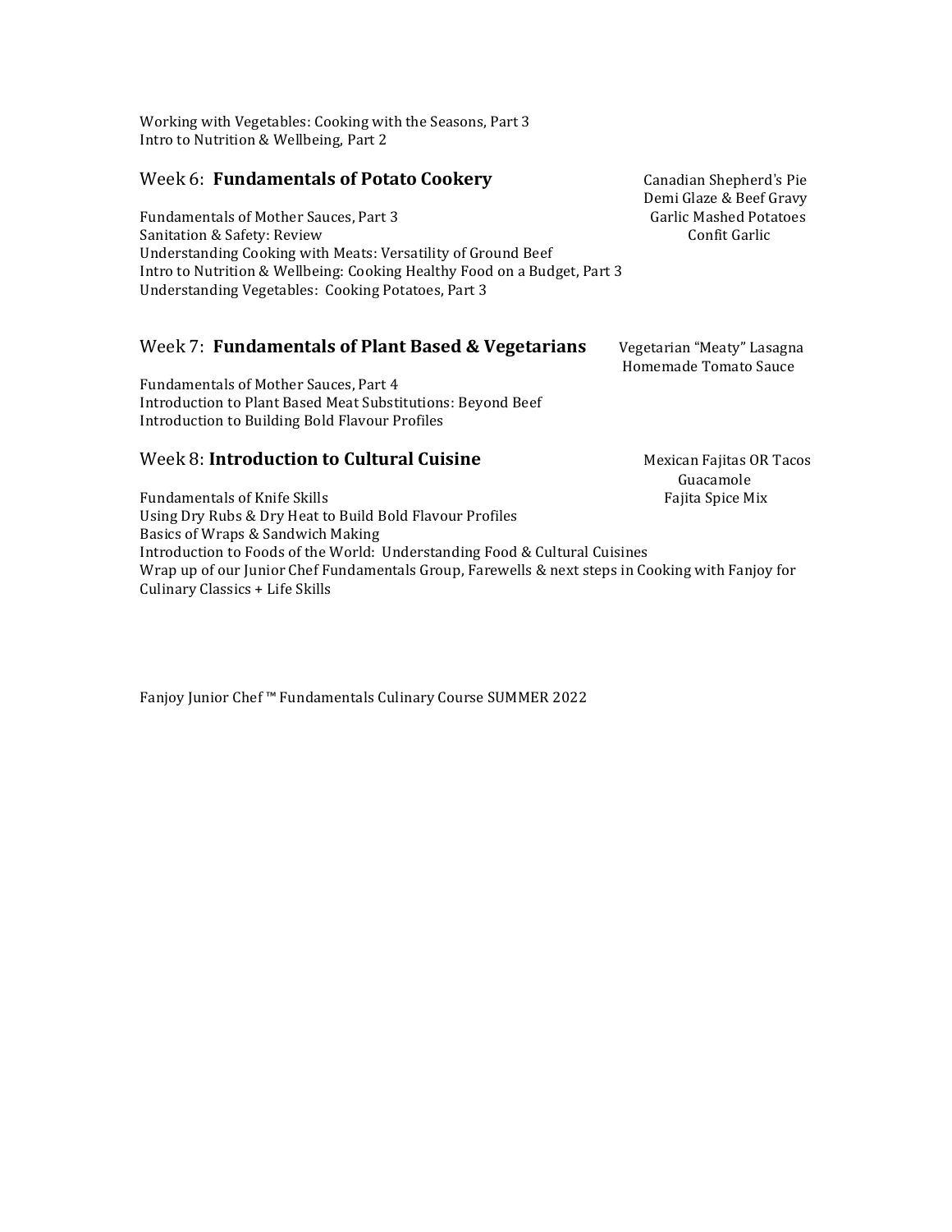Working with Vegetables: Cooking with the Seasons, Part 3
Intro to Nutrition & Wellbeing, Part 2

## Week 6: **Fundamentals of Potato Cookery**

Canadian Shepherd's Pie
Demi Glaze & Beef Gravy
Garlic Mashed Potatoes
Confit Garlic

Fundamentals of Mother Sauces, Part 3
Sanitation & Safety: Review
Understanding Cooking with Meats: Versatility of Ground Beef
Intro to Nutrition & Wellbeing: Cooking Healthy Food on a Budget, Part 3
Understanding Vegetables: Cooking Potatoes, Part 3

## Week 7: **Fundamentals of Plant Based & Vegetarians**

Vegetarian "Meaty" Lasagna
Homemade Tomato Sauce

Fundamentals of Mother Sauces, Part 4
Introduction to Plant Based Meat Substitutions: Beyond Beef
Introduction to Building Bold Flavour Profiles

## Week 8: **Introduction to Cultural Cuisine**

Mexican Fajitas OR Tacos
Guacamole
Fajita Spice Mix

Fundamentals of Knife Skills
Using Dry Rubs & Dry Heat to Build Bold Flavour Profiles
Basics of Wraps & Sandwich Making
Introduction to Foods of the World: Understanding Food & Cultural Cuisines
Wrap up of our Junior Chef Fundamentals Group, Farewells & next steps in Cooking with Fanjoy for Culinary Classics + Life Skills

Fanjoy Junior Chef ™ Fundamentals Culinary Course SUMMER 2022